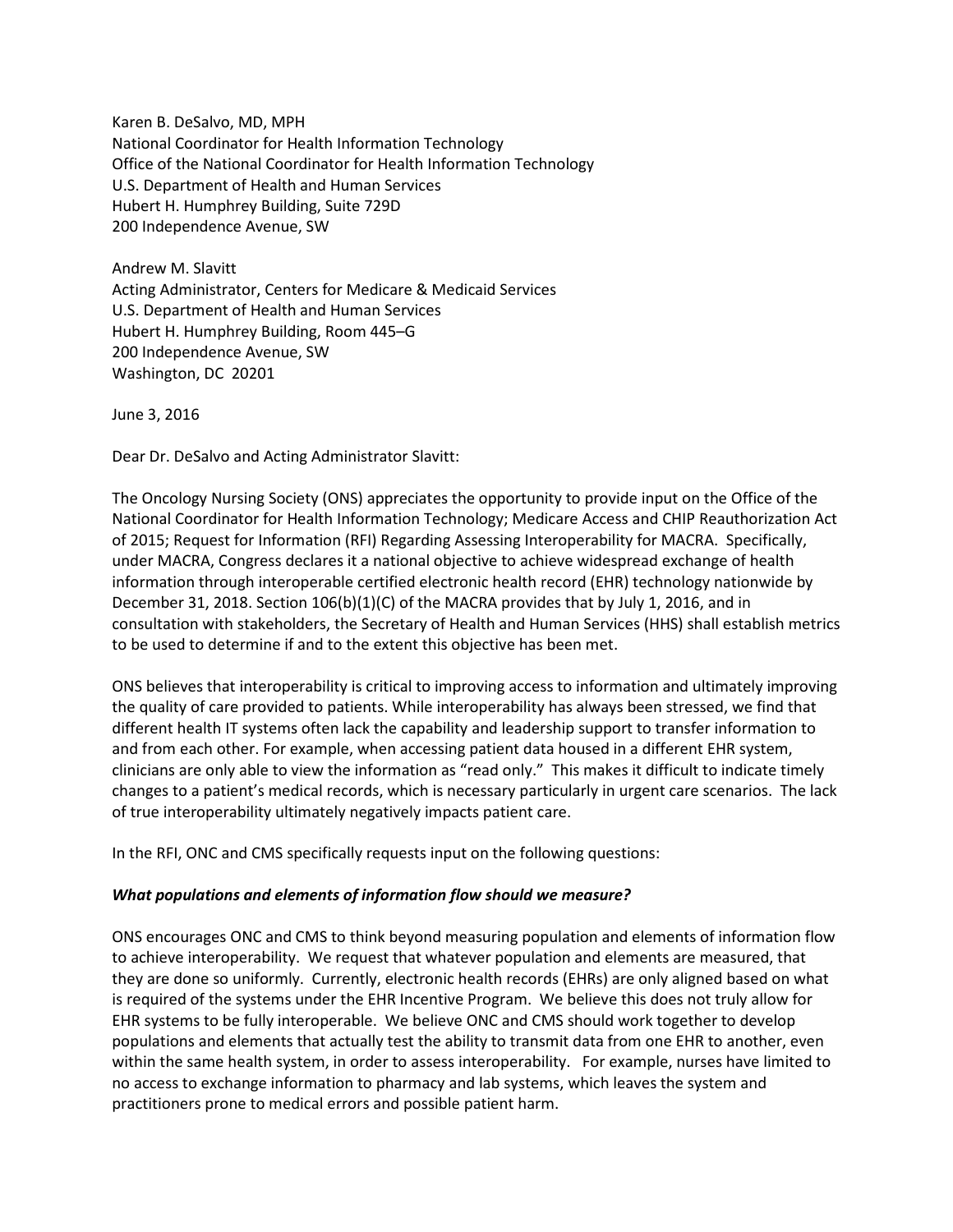Karen B. DeSalvo, MD, MPH  
National Coordinator for Health Information Technology  
Office of the National Coordinator for Health Information Technology  
U.S. Department of Health and Human Services  
Hubert H. Humphrey Building, Suite 729D  
200 Independence Avenue, SW

Andrew M. Slavitt  
Acting Administrator, Centers for Medicare & Medicaid Services  
U.S. Department of Health and Human Services  
Hubert H. Humphrey Building, Room 445–G  
200 Independence Avenue, SW  
Washington, DC 20201

June 3, 2016

Dear Dr. DeSalvo and Acting Administrator Slavitt:

The Oncology Nursing Society (ONS) appreciates the opportunity to provide input on the Office of the National Coordinator for Health Information Technology; Medicare Access and CHIP Reauthorization Act of 2015; Request for Information (RFI) Regarding Assessing Interoperability for MACRA. Specifically, under MACRA, Congress declares it a national objective to achieve widespread exchange of health information through interoperable certified electronic health record (EHR) technology nationwide by December 31, 2018. Section 106(b)(1)(C) of the MACRA provides that by July 1, 2016, and in consultation with stakeholders, the Secretary of Health and Human Services (HHS) shall establish metrics to be used to determine if and to the extent this objective has been met.

ONS believes that interoperability is critical to improving access to information and ultimately improving the quality of care provided to patients. While interoperability has always been stressed, we find that different health IT systems often lack the capability and leadership support to transfer information to and from each other. For example, when accessing patient data housed in a different EHR system, clinicians are only able to view the information as "read only." This makes it difficult to indicate timely changes to a patient's medical records, which is necessary particularly in urgent care scenarios. The lack of true interoperability ultimately negatively impacts patient care.

In the RFI, ONC and CMS specifically requests input on the following questions:

***What populations and elements of information flow should we measure?***

ONS encourages ONC and CMS to think beyond measuring population and elements of information flow to achieve interoperability. We request that whatever population and elements are measured, that they are done so uniformly. Currently, electronic health records (EHRs) are only aligned based on what is required of the systems under the EHR Incentive Program. We believe this does not truly allow for EHR systems to be fully interoperable. We believe ONC and CMS should work together to develop populations and elements that actually test the ability to transmit data from one EHR to another, even within the same health system, in order to assess interoperability. For example, nurses have limited to no access to exchange information to pharmacy and lab systems, which leaves the system and practitioners prone to medical errors and possible patient harm.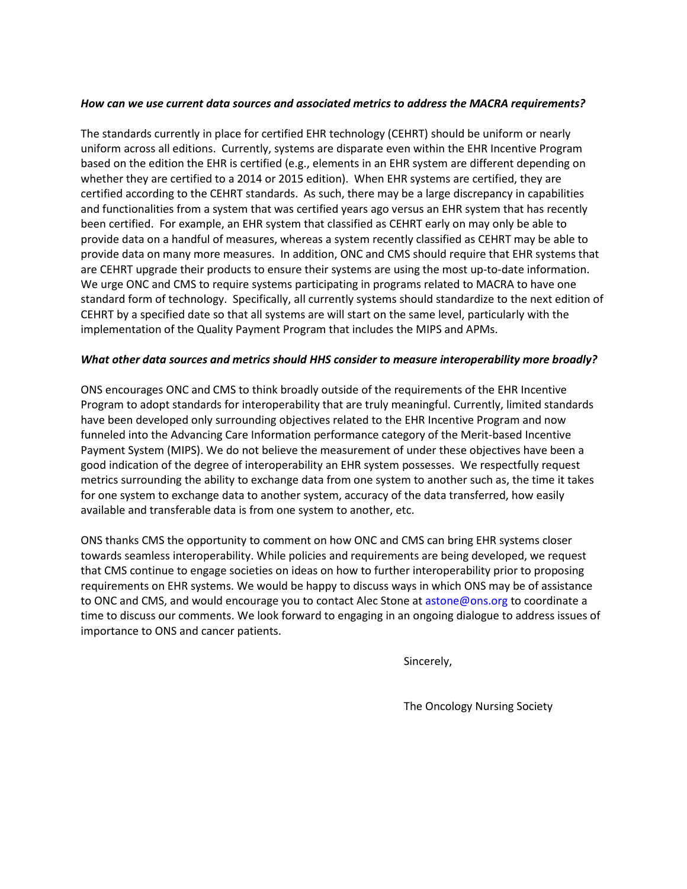***How can we use current data sources and associated metrics to address the MACRA requirements?***

The standards currently in place for certified EHR technology (CEHRT) should be uniform or nearly uniform across all editions. Currently, systems are disparate even within the EHR Incentive Program based on the edition the EHR is certified (e.g., elements in an EHR system are different depending on whether they are certified to a 2014 or 2015 edition). When EHR systems are certified, they are certified according to the CEHRT standards. As such, there may be a large discrepancy in capabilities and functionalities from a system that was certified years ago versus an EHR system that has recently been certified. For example, an EHR system that classified as CEHRT early on may only be able to provide data on a handful of measures, whereas a system recently classified as CEHRT may be able to provide data on many more measures. In addition, ONC and CMS should require that EHR systems that are CEHRT upgrade their products to ensure their systems are using the most up-to-date information. We urge ONC and CMS to require systems participating in programs related to MACRA to have one standard form of technology. Specifically, all currently systems should standardize to the next edition of CEHRT by a specified date so that all systems are will start on the same level, particularly with the implementation of the Quality Payment Program that includes the MIPS and APMs.

***What other data sources and metrics should HHS consider to measure interoperability more broadly?***

ONS encourages ONC and CMS to think broadly outside of the requirements of the EHR Incentive Program to adopt standards for interoperability that are truly meaningful. Currently, limited standards have been developed only surrounding objectives related to the EHR Incentive Program and now funneled into the Advancing Care Information performance category of the Merit-based Incentive Payment System (MIPS). We do not believe the measurement of under these objectives have been a good indication of the degree of interoperability an EHR system possesses. We respectfully request metrics surrounding the ability to exchange data from one system to another such as, the time it takes for one system to exchange data to another system, accuracy of the data transferred, how easily available and transferable data is from one system to another, etc.

ONS thanks CMS the opportunity to comment on how ONC and CMS can bring EHR systems closer towards seamless interoperability. While policies and requirements are being developed, we request that CMS continue to engage societies on ideas on how to further interoperability prior to proposing requirements on EHR systems. We would be happy to discuss ways in which ONS may be of assistance to ONC and CMS, and would encourage you to contact Alec Stone at astone@ons.org to coordinate a time to discuss our comments. We look forward to engaging in an ongoing dialogue to address issues of importance to ONS and cancer patients.

Sincerely,

The Oncology Nursing Society